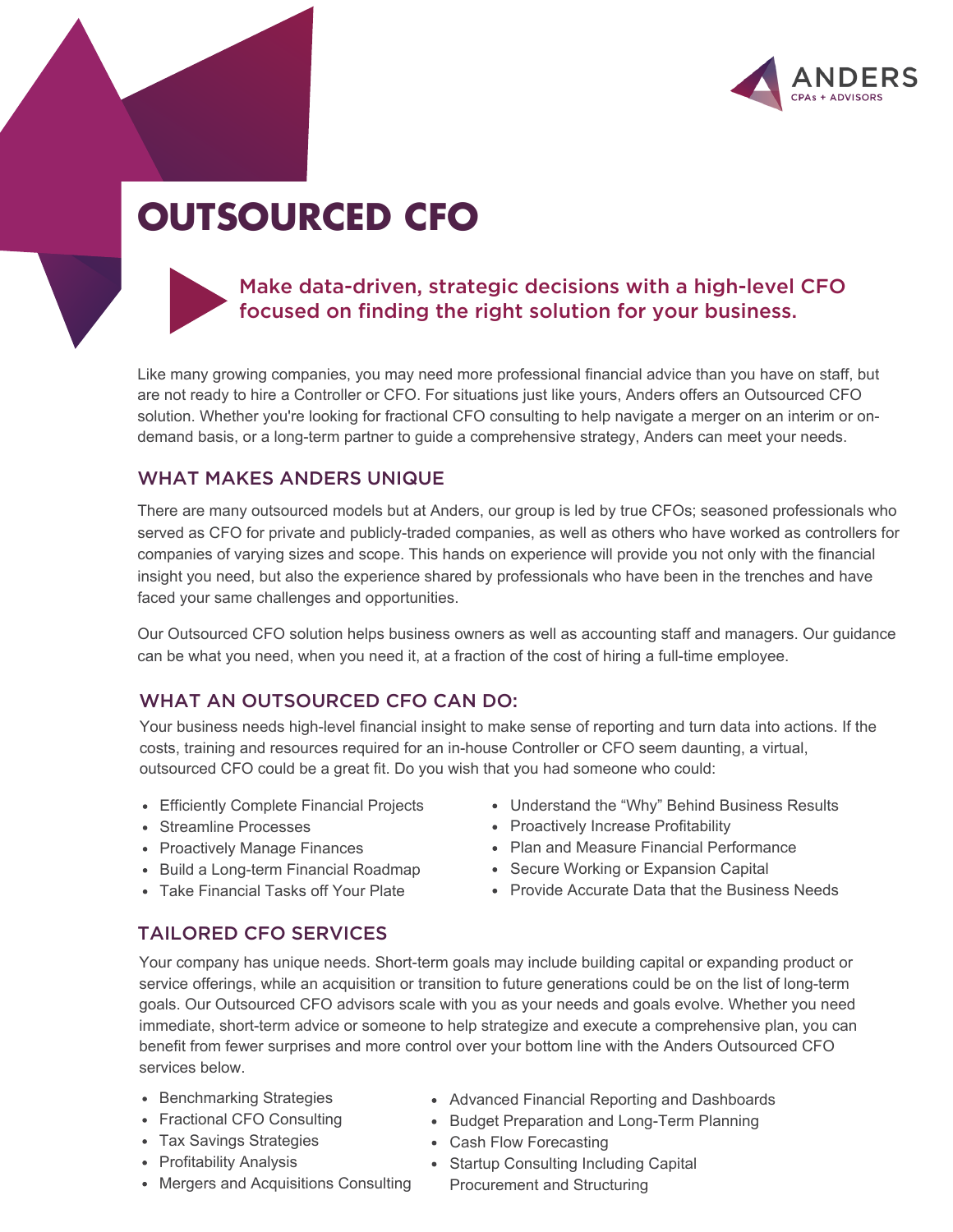ANDERS
CPAs + ADVISORS

# OUTSOURCED CFO

**Make data-driven, strategic decisions with a high-level CFO focused on finding the right solution for your business.**

Like many growing companies, you may need more professional financial advice than you have on staff, but are not ready to hire a Controller or CFO. For situations just like yours, Anders offers an Outsourced CFO solution. Whether you're looking for fractional CFO consulting to help navigate a merger on an interim or on-demand basis, or a long-term partner to guide a comprehensive strategy, Anders can meet your needs.

## WHAT MAKES ANDERS UNIQUE

There are many outsourced models but at Anders, our group is led by true CFOs; seasoned professionals who served as CFO for private and publicly-traded companies, as well as others who have worked as controllers for companies of varying sizes and scope. This hands on experience will provide you not only with the financial insight you need, but also the experience shared by professionals who have been in the trenches and have faced your same challenges and opportunities.

Our Outsourced CFO solution helps business owners as well as accounting staff and managers. Our guidance can be what you need, when you need it, at a fraction of the cost of hiring a full-time employee.

## WHAT AN OUTSOURCED CFO CAN DO:

Your business needs high-level financial insight to make sense of reporting and turn data into actions. If the costs, training and resources required for an in-house Controller or CFO seem daunting, a virtual, outsourced CFO could be a great fit. Do you wish that you had someone who could:

- Efficiently Complete Financial Projects
- Streamline Processes
- Proactively Manage Finances
- Build a Long-term Financial Roadmap
- Take Financial Tasks off Your Plate
- Understand the "Why" Behind Business Results
- Proactively Increase Profitability
- Plan and Measure Financial Performance
- Secure Working or Expansion Capital
- Provide Accurate Data that the Business Needs

## TAILORED CFO SERVICES

Your company has unique needs. Short-term goals may include building capital or expanding product or service offerings, while an acquisition or transition to future generations could be on the list of long-term goals. Our Outsourced CFO advisors scale with you as your needs and goals evolve. Whether you need immediate, short-term advice or someone to help strategize and execute a comprehensive plan, you can benefit from fewer surprises and more control over your bottom line with the Anders Outsourced CFO services below.

- Benchmarking Strategies
- Fractional CFO Consulting
- Tax Savings Strategies
- Profitability Analysis
- Mergers and Acquisitions Consulting
- Advanced Financial Reporting and Dashboards
- Budget Preparation and Long-Term Planning
- Cash Flow Forecasting
- Startup Consulting Including Capital Procurement and Structuring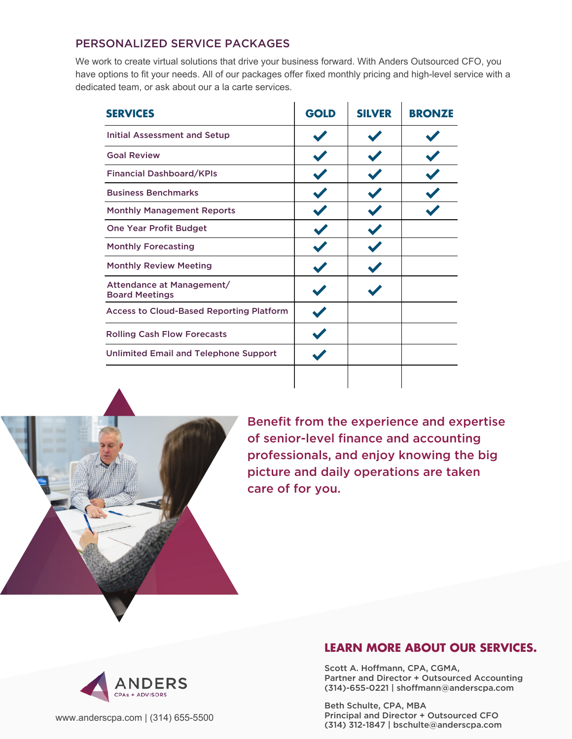## PERSONALIZED SERVICE PACKAGES

We work to create virtual solutions that drive your business forward. With Anders Outsourced CFO, you have options to fit your needs. All of our packages offer fixed monthly pricing and high-level service with a dedicated team, or ask about our a la carte services.

| SERVICES | GOLD | SILVER | BRONZE |
|---|---|---|---|
| Initial Assessment and Setup | ✓ | ✓ | ✓ |
| Goal Review | ✓ | ✓ | ✓ |
| Financial Dashboard/KPIs | ✓ | ✓ | ✓ |
| Business Benchmarks | ✓ | ✓ | ✓ |
| Monthly Management Reports | ✓ | ✓ | ✓ |
| One Year Profit Budget | ✓ | ✓ | |
| Monthly Forecasting | ✓ | ✓ | |
| Monthly Review Meeting | ✓ | ✓ | |
| Attendance at Management/ Board Meetings | ✓ | ✓ | |
| Access to Cloud-Based Reporting Platform | ✓ | | |
| Rolling Cash Flow Forecasts | ✓ | | |
| Unlimited Email and Telephone Support | ✓ | | |

Benefit from the experience and expertise of senior-level finance and accounting professionals, and enjoy knowing the big picture and daily operations are taken care of for you.

## LEARN MORE ABOUT OUR SERVICES.

Scott A. Hoffmann, CPA, CGMA,
Partner and Director + Outsourced Accounting
(314)-655-0221 | shoffmann@anderscpa.com

Beth Schulte, CPA, MBA
Principal and Director + Outsourced CFO
(314) 312-1847 | bschulte@anderscpa.com

ANDERS
CPAs + ADVISORS

www.anderscpa.com | (314) 655-5500